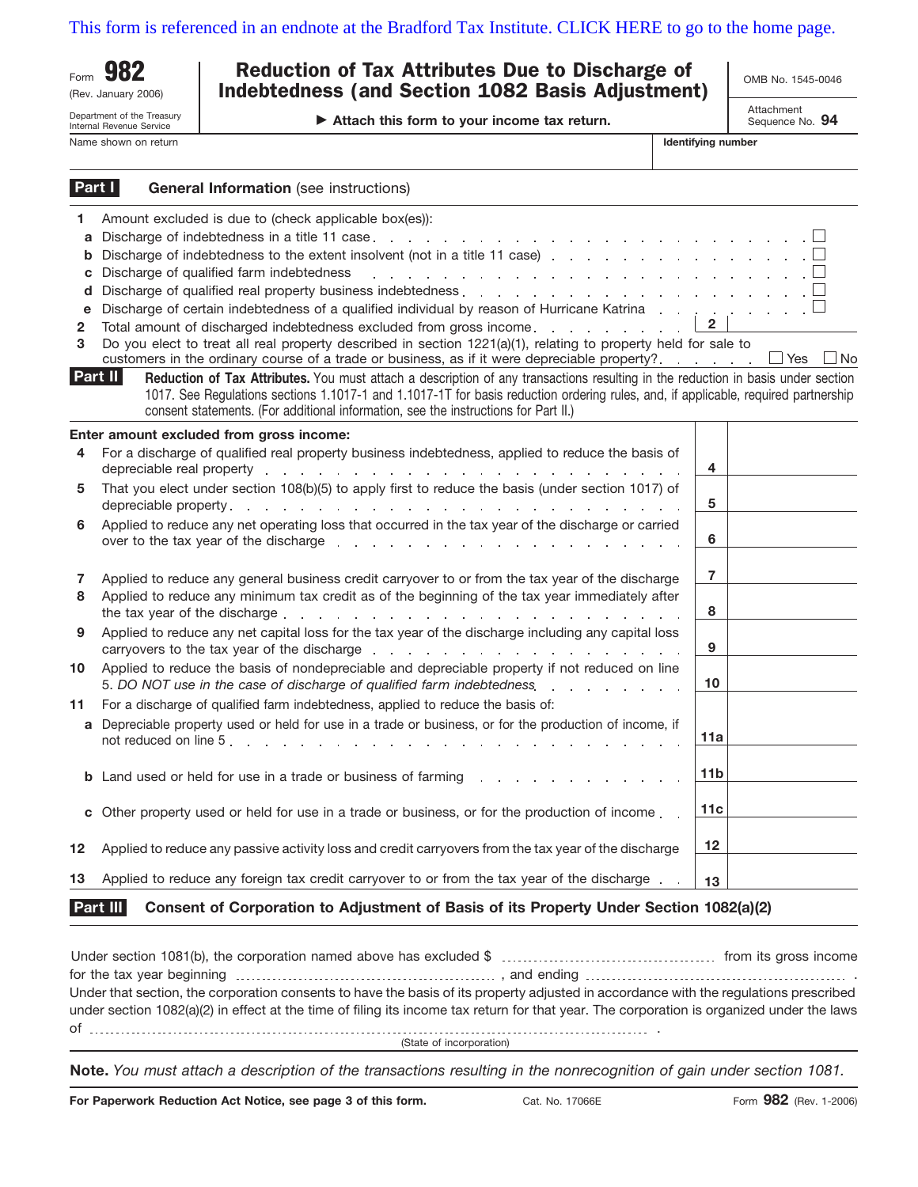This form is referenced in an endnote at the Bradford Tax Institute. CLICK HERE to go to the home page.

Form **982** (Rev. January 2006)

Department of the Treasury Internal Revenue Service

# Reduction of Tax Attributes Due to Discharge of Indebtedness (and Section 1082 Basis Adjustment)

▶ **Attach this form to your income tax return.**

OMB No. 1545-0046

Attachment Sequence No. **94**

Name shown on return | **Identifying number**

## Part I — General Information (see instructions)

**1** Amount excluded is due to (check applicable box(es)):

- **a** Discharge of indebtedness in a title 11 case . . . ☐
- **b** Discharge of indebtedness to the extent insolvent (not in a title 11 case) . . . ☐
- **c** Discharge of qualified farm indebtedness . . . ☐
- **d** Discharge of qualified real property business indebtedness . . . ☐
- **e** Discharge of certain indebtedness of a qualified individual by reason of Hurricane Katrina . . . ☐

**2** Total amount of discharged indebtedness excluded from gross income . . . | **2** |

**3** Do you elect to treat all real property described in section 1221(a)(1), relating to property held for sale to customers in the ordinary course of a trade or business, as if it were depreciable property? . . . ☐ Yes ☐ No

## Part II — Reduction of Tax Attributes.

You must attach a description of any transactions resulting in the reduction in basis under section 1017. See Regulations sections 1.1017-1 and 1.1017-1T for basis reduction ordering rules, and, if applicable, required partnership consent statements. (For additional information, see the instructions for Part II.)

**Enter amount excluded from gross income:**

| | | Line | Amount |
|---|---|---|---|
| **4** | For a discharge of qualified real property business indebtedness, applied to reduce the basis of depreciable real property | **4** | |
| **5** | That you elect under section 108(b)(5) to apply first to reduce the basis (under section 1017) of depreciable property | **5** | |
| **6** | Applied to reduce any net operating loss that occurred in the tax year of the discharge or carried over to the tax year of the discharge | **6** | |
| **7** | Applied to reduce any general business credit carryover to or from the tax year of the discharge | **7** | |
| **8** | Applied to reduce any minimum tax credit as of the beginning of the tax year immediately after the tax year of the discharge | **8** | |
| **9** | Applied to reduce any net capital loss for the tax year of the discharge including any capital loss carryovers to the tax year of the discharge | **9** | |
| **10** | Applied to reduce the basis of nondepreciable and depreciable property if not reduced on line 5. *DO NOT use in the case of discharge of qualified farm indebtedness* | **10** | |
| **11** | For a discharge of qualified farm indebtedness, applied to reduce the basis of: | | |
| **a** | Depreciable property used or held for use in a trade or business, or for the production of income, if not reduced on line 5 | **11a** | |
| **b** | Land used or held for use in a trade or business of farming | **11b** | |
| **c** | Other property used or held for use in a trade or business, or for the production of income | **11c** | |
| **12** | Applied to reduce any passive activity loss and credit carryovers from the tax year of the discharge | **12** | |
| **13** | Applied to reduce any foreign tax credit carryover to or from the tax year of the discharge | **13** | |

## Part III — Consent of Corporation to Adjustment of Basis of its Property Under Section 1082(a)(2)

Under section 1081(b), the corporation named above has excluded $ .................... from its gross income for the tax year beginning .................... , and ending .................... . Under that section, the corporation consents to have the basis of its property adjusted in accordance with the regulations prescribed under section 1082(a)(2) in effect at the time of filing its income tax return for that year. The corporation is organized under the laws of .................... .

(State of incorporation)

**Note.** *You must attach a description of the transactions resulting in the nonrecognition of gain under section 1081.*

**For Paperwork Reduction Act Notice, see page 3 of this form.** Cat. No. 17066E Form **982** (Rev. 1-2006)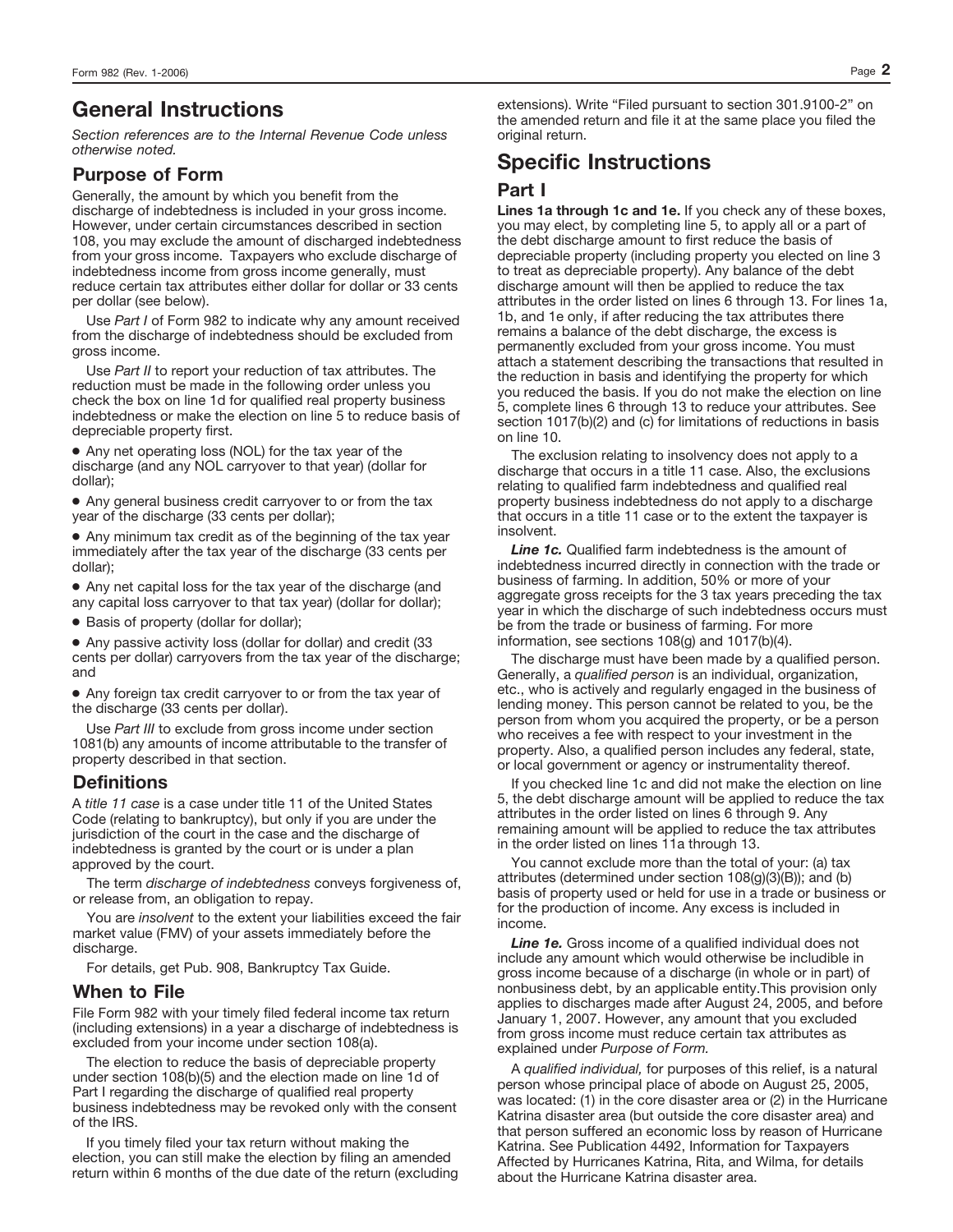# General Instructions

*Section references are to the Internal Revenue Code unless otherwise noted.*

## Purpose of Form

Generally, the amount by which you benefit from the discharge of indebtedness is included in your gross income. However, under certain circumstances described in section 108, you may exclude the amount of discharged indebtedness from your gross income. Taxpayers who exclude discharge of indebtedness income from gross income generally, must reduce certain tax attributes either dollar for dollar or 33 cents per dollar (see below).

Use *Part I* of Form 982 to indicate why any amount received from the discharge of indebtedness should be excluded from gross income.

Use *Part II* to report your reduction of tax attributes. The reduction must be made in the following order unless you check the box on line 1d for qualified real property business indebtedness or make the election on line 5 to reduce basis of depreciable property first.

- Any net operating loss (NOL) for the tax year of the discharge (and any NOL carryover to that year) (dollar for dollar);
- Any general business credit carryover to or from the tax year of the discharge (33 cents per dollar);
- Any minimum tax credit as of the beginning of the tax year immediately after the tax year of the discharge (33 cents per dollar);
- Any net capital loss for the tax year of the discharge (and any capital loss carryover to that tax year) (dollar for dollar);
- Basis of property (dollar for dollar);
- Any passive activity loss (dollar for dollar) and credit (33 cents per dollar) carryovers from the tax year of the discharge; and
- Any foreign tax credit carryover to or from the tax year of the discharge (33 cents per dollar).

Use *Part III* to exclude from gross income under section 1081(b) any amounts of income attributable to the transfer of property described in that section.

## Definitions

A *title 11 case* is a case under title 11 of the United States Code (relating to bankruptcy), but only if you are under the jurisdiction of the court in the case and the discharge of indebtedness is granted by the court or is under a plan approved by the court.

The term *discharge of indebtedness* conveys forgiveness of, or release from, an obligation to repay.

You are *insolvent* to the extent your liabilities exceed the fair market value (FMV) of your assets immediately before the discharge.

For details, get Pub. 908, Bankruptcy Tax Guide.

## When to File

File Form 982 with your timely filed federal income tax return (including extensions) in a year a discharge of indebtedness is excluded from your income under section 108(a).

The election to reduce the basis of depreciable property under section 108(b)(5) and the election made on line 1d of Part I regarding the discharge of qualified real property business indebtedness may be revoked only with the consent of the IRS.

If you timely filed your tax return without making the election, you can still make the election by filing an amended return within 6 months of the due date of the return (excluding extensions). Write "Filed pursuant to section 301.9100-2" on the amended return and file it at the same place you filed the original return.

# Specific Instructions

## Part I

**Lines 1a through 1c and 1e.** If you check any of these boxes, you may elect, by completing line 5, to apply all or a part of the debt discharge amount to first reduce the basis of depreciable property (including property you elected on line 3 to treat as depreciable property). Any balance of the debt discharge amount will then be applied to reduce the tax attributes in the order listed on lines 6 through 13. For lines 1a, 1b, and 1e only, if after reducing the tax attributes there remains a balance of the debt discharge, the excess is permanently excluded from your gross income. You must attach a statement describing the transactions that resulted in the reduction in basis and identifying the property for which you reduced the basis. If you do not make the election on line 5, complete lines 6 through 13 to reduce your attributes. See section 1017(b)(2) and (c) for limitations of reductions in basis on line 10.

The exclusion relating to insolvency does not apply to a discharge that occurs in a title 11 case. Also, the exclusions relating to qualified farm indebtedness and qualified real property business indebtedness do not apply to a discharge that occurs in a title 11 case or to the extent the taxpayer is insolvent.

***Line 1c.*** Qualified farm indebtedness is the amount of indebtedness incurred directly in connection with the trade or business of farming. In addition, 50% or more of your aggregate gross receipts for the 3 tax years preceding the tax year in which the discharge of such indebtedness occurs must be from the trade or business of farming. For more information, see sections 108(g) and 1017(b)(4).

The discharge must have been made by a qualified person. Generally, a *qualified person* is an individual, organization, etc., who is actively and regularly engaged in the business of lending money. This person cannot be related to you, be the person from whom you acquired the property, or be a person who receives a fee with respect to your investment in the property. Also, a qualified person includes any federal, state, or local government or agency or instrumentality thereof.

If you checked line 1c and did not make the election on line 5, the debt discharge amount will be applied to reduce the tax attributes in the order listed on lines 6 through 9. Any remaining amount will be applied to reduce the tax attributes in the order listed on lines 11a through 13.

You cannot exclude more than the total of your: (a) tax attributes (determined under section 108(g)(3)(B)); and (b) basis of property used or held for use in a trade or business or for the production of income. Any excess is included in income.

***Line 1e.*** Gross income of a qualified individual does not include any amount which would otherwise be includible in gross income because of a discharge (in whole or in part) of nonbusiness debt, by an applicable entity.This provision only applies to discharges made after August 24, 2005, and before January 1, 2007. However, any amount that you excluded from gross income must reduce certain tax attributes as explained under *Purpose of Form.*

A *qualified individual,* for purposes of this relief, is a natural person whose principal place of abode on August 25, 2005, was located: (1) in the core disaster area or (2) in the Hurricane Katrina disaster area (but outside the core disaster area) and that person suffered an economic loss by reason of Hurricane Katrina. See Publication 4492, Information for Taxpayers Affected by Hurricanes Katrina, Rita, and Wilma, for details about the Hurricane Katrina disaster area.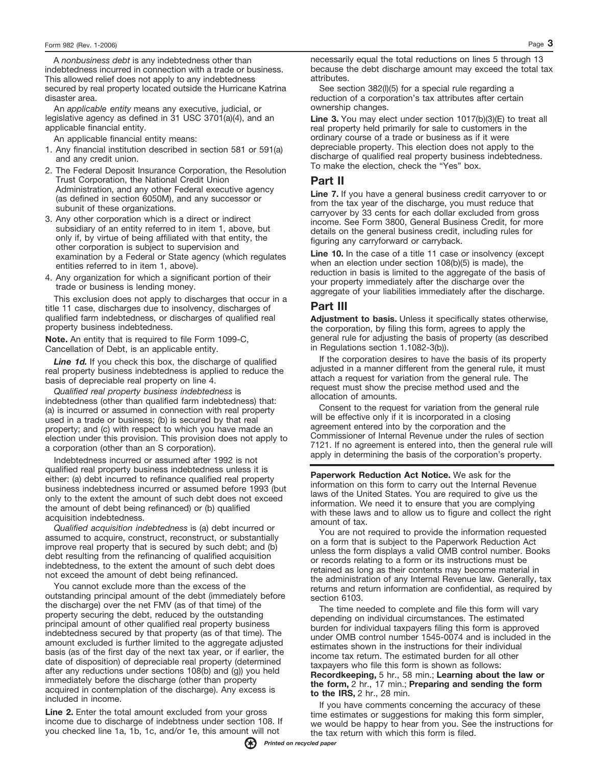A *nonbusiness debt* is any indebtedness other than indebtedness incurred in connection with a trade or business. This allowed relief does not apply to any indebtedness secured by real property located outside the Hurricane Katrina disaster area.

An *applicable entity* means any executive, judicial, or legislative agency as defined in 31 USC 3701(a)(4), and an applicable financial entity.

An applicable financial entity means:

1. Any financial institution described in section 581 or 591(a) and any credit union.
2. The Federal Deposit Insurance Corporation, the Resolution Trust Corporation, the National Credit Union Administration, and any other Federal executive agency (as defined in section 6050M), and any successor or subunit of these organizations.
3. Any other corporation which is a direct or indirect subsidiary of an entity referred to in item 1, above, but only if, by virtue of being affiliated with that entity, the other corporation is subject to supervision and examination by a Federal or State agency (which regulates entities referred to in item 1, above).
4. Any organization for which a significant portion of their trade or business is lending money.

This exclusion does not apply to discharges that occur in a title 11 case, discharges due to insolvency, discharges of qualified farm indebtedness, or discharges of qualified real property business indebtedness.

**Note.** An entity that is required to file Form 1099-C, Cancellation of Debt, is an applicable entity.

***Line 1d.*** If you check this box, the discharge of qualified real property business indebtedness is applied to reduce the basis of depreciable real property on line 4.

*Qualified real property business indebtedness* is indebtedness (other than qualified farm indebtedness) that: (a) is incurred or assumed in connection with real property used in a trade or business; (b) is secured by that real property; and (c) with respect to which you have made an election under this provision. This provision does not apply to a corporation (other than an S corporation).

Indebtedness incurred or assumed after 1992 is not qualified real property business indebtedness unless it is either: (a) debt incurred to refinance qualified real property business indebtedness incurred or assumed before 1993 (but only to the extent the amount of such debt does not exceed the amount of debt being refinanced) or (b) qualified acquisition indebtedness.

*Qualified acquisition indebtedness* is (a) debt incurred or assumed to acquire, construct, reconstruct, or substantially improve real property that is secured by such debt; and (b) debt resulting from the refinancing of qualified acquisition indebtedness, to the extent the amount of such debt does not exceed the amount of debt being refinanced.

You cannot exclude more than the excess of the outstanding principal amount of the debt (immediately before the discharge) over the net FMV (as of that time) of the property securing the debt, reduced by the outstanding principal amount of other qualified real property business indebtedness secured by that property (as of that time). The amount excluded is further limited to the aggregate adjusted basis (as of the first day of the next tax year, or if earlier, the date of disposition) of depreciable real property (determined after any reductions under sections 108(b) and (g)) you held immediately before the discharge (other than property acquired in contemplation of the discharge). Any excess is included in income.

**Line 2.** Enter the total amount excluded from your gross income due to discharge of indebtness under section 108. If you checked line 1a, 1b, 1c, and/or 1e, this amount will not necessarily equal the total reductions on lines 5 through 13 because the debt discharge amount may exceed the total tax attributes.

See section 382(l)(5) for a special rule regarding a reduction of a corporation's tax attributes after certain ownership changes.

**Line 3.** You may elect under section 1017(b)(3)(E) to treat all real property held primarily for sale to customers in the ordinary course of a trade or business as if it were depreciable property. This election does not apply to the discharge of qualified real property business indebtedness. To make the election, check the "Yes" box.

## Part II

**Line 7.** If you have a general business credit carryover to or from the tax year of the discharge, you must reduce that carryover by 33 cents for each dollar excluded from gross income. See Form 3800, General Business Credit, for more details on the general business credit, including rules for figuring any carryforward or carryback.

**Line 10.** In the case of a title 11 case or insolvency (except when an election under section 108(b)(5) is made), the reduction in basis is limited to the aggregate of the basis of your property immediately after the discharge over the aggregate of your liabilities immediately after the discharge.

## Part III

**Adjustment to basis.** Unless it specifically states otherwise, the corporation, by filing this form, agrees to apply the general rule for adjusting the basis of property (as described in Regulations section 1.1082-3(b)).

If the corporation desires to have the basis of its property adjusted in a manner different from the general rule, it must attach a request for variation from the general rule. The request must show the precise method used and the allocation of amounts.

Consent to the request for variation from the general rule will be effective only if it is incorporated in a closing agreement entered into by the corporation and the Commissioner of Internal Revenue under the rules of section 7121. If no agreement is entered into, then the general rule will apply in determining the basis of the corporation's property.

**Paperwork Reduction Act Notice.** We ask for the information on this form to carry out the Internal Revenue laws of the United States. You are required to give us the information. We need it to ensure that you are complying with these laws and to allow us to figure and collect the right amount of tax.

You are not required to provide the information requested on a form that is subject to the Paperwork Reduction Act unless the form displays a valid OMB control number. Books or records relating to a form or its instructions must be retained as long as their contents may become material in the administration of any Internal Revenue law. Generally, tax returns and return information are confidential, as required by section 6103.

The time needed to complete and file this form will vary depending on individual circumstances. The estimated burden for individual taxpayers filing this form is approved under OMB control number 1545-0074 and is included in the estimates shown in the instructions for their individual income tax return. The estimated burden for all other taxpayers who file this form is shown as follows: **Recordkeeping,** 5 hr., 58 min.; **Learning about the law or the form,** 2 hr., 17 min.; **Preparing and sending the form to the IRS,** 2 hr., 28 min.

If you have comments concerning the accuracy of these time estimates or suggestions for making this form simpler, we would be happy to hear from you. See the instructions for the tax return with which this form is filed.

*Printed on recycled paper*